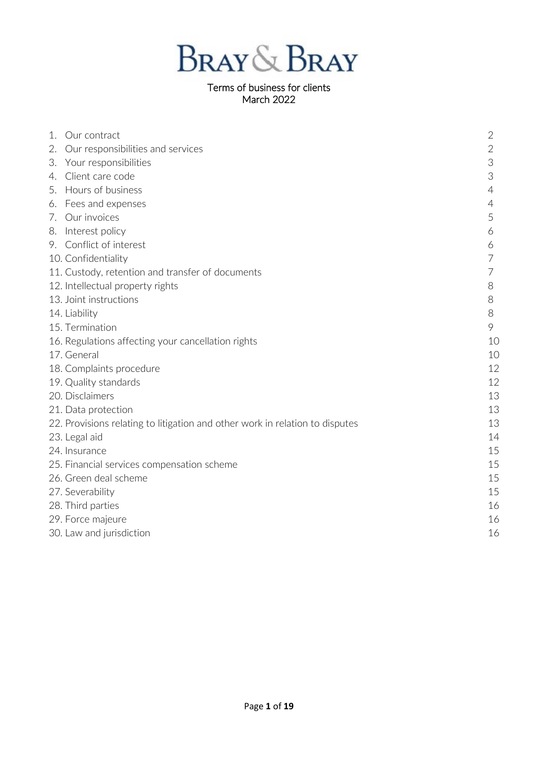# BRAY & BRAY

Terms of business for clients
March 2022

| | |
|---|---|
| 1. Our contract | 2 |
| 2. Our responsibilities and services | 2 |
| 3. Your responsibilities | 3 |
| 4. Client care code | 3 |
| 5. Hours of business | 4 |
| 6. Fees and expenses | 4 |
| 7. Our invoices | 5 |
| 8. Interest policy | 6 |
| 9. Conflict of interest | 6 |
| 10. Confidentiality | 7 |
| 11. Custody, retention and transfer of documents | 7 |
| 12. Intellectual property rights | 8 |
| 13. Joint instructions | 8 |
| 14. Liability | 8 |
| 15. Termination | 9 |
| 16. Regulations affecting your cancellation rights | 10 |
| 17. General | 10 |
| 18. Complaints procedure | 12 |
| 19. Quality standards | 12 |
| 20. Disclaimers | 13 |
| 21. Data protection | 13 |
| 22. Provisions relating to litigation and other work in relation to disputes | 13 |
| 23. Legal aid | 14 |
| 24. Insurance | 15 |
| 25. Financial services compensation scheme | 15 |
| 26. Green deal scheme | 15 |
| 27. Severability | 15 |
| 28. Third parties | 16 |
| 29. Force majeure | 16 |
| 30. Law and jurisdiction | 16 |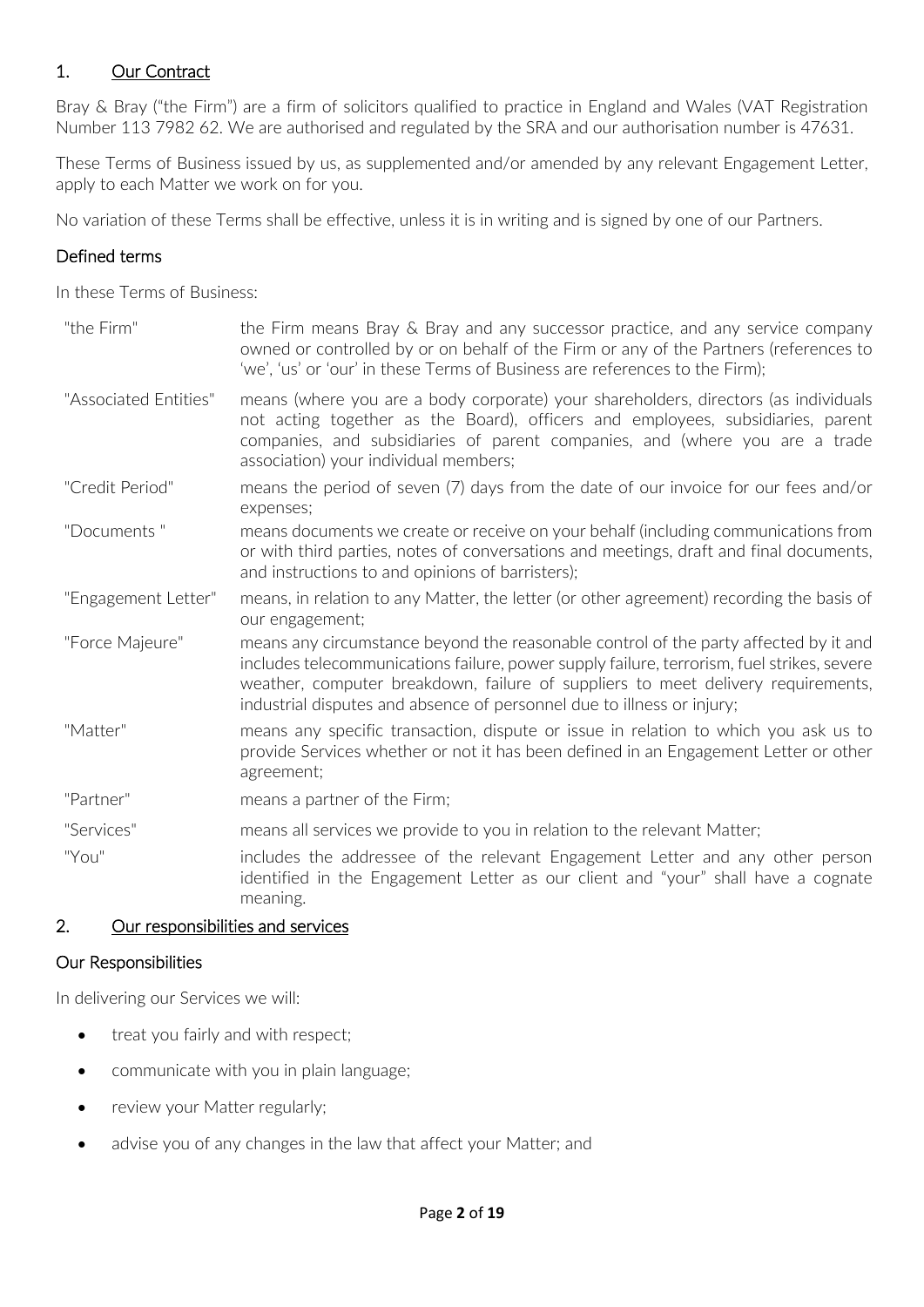## 1. Our Contract

Bray & Bray ("the Firm") are a firm of solicitors qualified to practice in England and Wales (VAT Registration Number 113 7982 62. We are authorised and regulated by the SRA and our authorisation number is 47631.

These Terms of Business issued by us, as supplemented and/or amended by any relevant Engagement Letter, apply to each Matter we work on for you.

No variation of these Terms shall be effective, unless it is in writing and is signed by one of our Partners.

### Defined terms

In these Terms of Business:

| | |
|---|---|
| "the Firm" | the Firm means Bray & Bray and any successor practice, and any service company owned or controlled by or on behalf of the Firm or any of the Partners (references to 'we', 'us' or 'our' in these Terms of Business are references to the Firm); |
| "Associated Entities" | means (where you are a body corporate) your shareholders, directors (as individuals not acting together as the Board), officers and employees, subsidiaries, parent companies, and subsidiaries of parent companies, and (where you are a trade association) your individual members; |
| "Credit Period" | means the period of seven (7) days from the date of our invoice for our fees and/or expenses; |
| "Documents " | means documents we create or receive on your behalf (including communications from or with third parties, notes of conversations and meetings, draft and final documents, and instructions to and opinions of barristers); |
| "Engagement Letter" | means, in relation to any Matter, the letter (or other agreement) recording the basis of our engagement; |
| "Force Majeure" | means any circumstance beyond the reasonable control of the party affected by it and includes telecommunications failure, power supply failure, terrorism, fuel strikes, severe weather, computer breakdown, failure of suppliers to meet delivery requirements, industrial disputes and absence of personnel due to illness or injury; |
| "Matter" | means any specific transaction, dispute or issue in relation to which you ask us to provide Services whether or not it has been defined in an Engagement Letter or other agreement; |
| "Partner" | means a partner of the Firm; |
| "Services" | means all services we provide to you in relation to the relevant Matter; |
| "You" | includes the addressee of the relevant Engagement Letter and any other person identified in the Engagement Letter as our client and "your" shall have a cognate meaning. |

## 2. Our responsibilities and services

### Our Responsibilities

In delivering our Services we will:

- treat you fairly and with respect;
- communicate with you in plain language;
- review your Matter regularly;
- advise you of any changes in the law that affect your Matter; and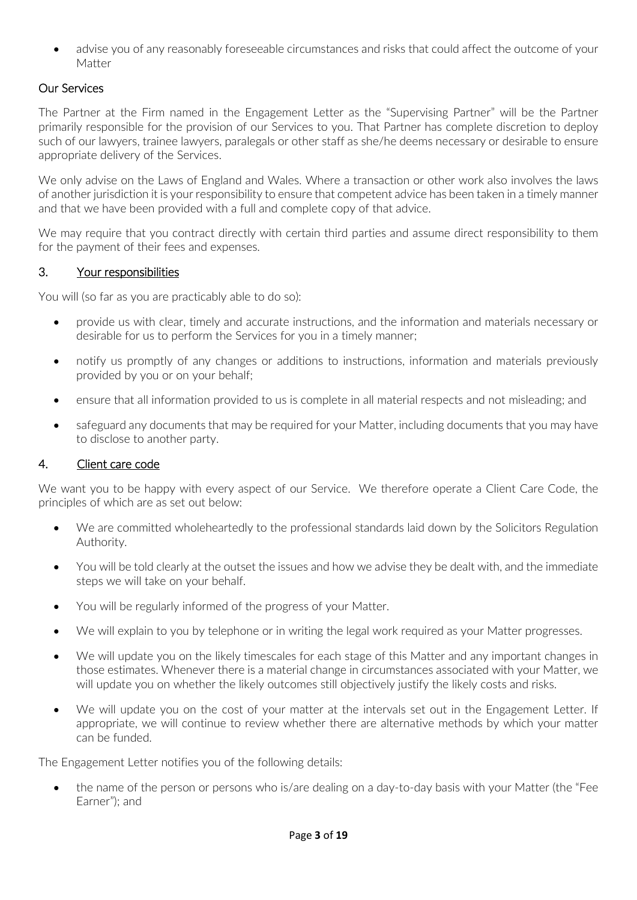- advise you of any reasonably foreseeable circumstances and risks that could affect the outcome of your Matter

### Our Services

The Partner at the Firm named in the Engagement Letter as the "Supervising Partner" will be the Partner primarily responsible for the provision of our Services to you. That Partner has complete discretion to deploy such of our lawyers, trainee lawyers, paralegals or other staff as she/he deems necessary or desirable to ensure appropriate delivery of the Services.

We only advise on the Laws of England and Wales. Where a transaction or other work also involves the laws of another jurisdiction it is your responsibility to ensure that competent advice has been taken in a timely manner and that we have been provided with a full and complete copy of that advice.

We may require that you contract directly with certain third parties and assume direct responsibility to them for the payment of their fees and expenses.

## 3. Your responsibilities

You will (so far as you are practicably able to do so):

- provide us with clear, timely and accurate instructions, and the information and materials necessary or desirable for us to perform the Services for you in a timely manner;
- notify us promptly of any changes or additions to instructions, information and materials previously provided by you or on your behalf;
- ensure that all information provided to us is complete in all material respects and not misleading; and
- safeguard any documents that may be required for your Matter, including documents that you may have to disclose to another party.

## 4. Client care code

We want you to be happy with every aspect of our Service. We therefore operate a Client Care Code, the principles of which are as set out below:

- We are committed wholeheartedly to the professional standards laid down by the Solicitors Regulation Authority.
- You will be told clearly at the outset the issues and how we advise they be dealt with, and the immediate steps we will take on your behalf.
- You will be regularly informed of the progress of your Matter.
- We will explain to you by telephone or in writing the legal work required as your Matter progresses.
- We will update you on the likely timescales for each stage of this Matter and any important changes in those estimates. Whenever there is a material change in circumstances associated with your Matter, we will update you on whether the likely outcomes still objectively justify the likely costs and risks.
- We will update you on the cost of your matter at the intervals set out in the Engagement Letter. If appropriate, we will continue to review whether there are alternative methods by which your matter can be funded.

The Engagement Letter notifies you of the following details:

- the name of the person or persons who is/are dealing on a day-to-day basis with your Matter (the "Fee Earner"); and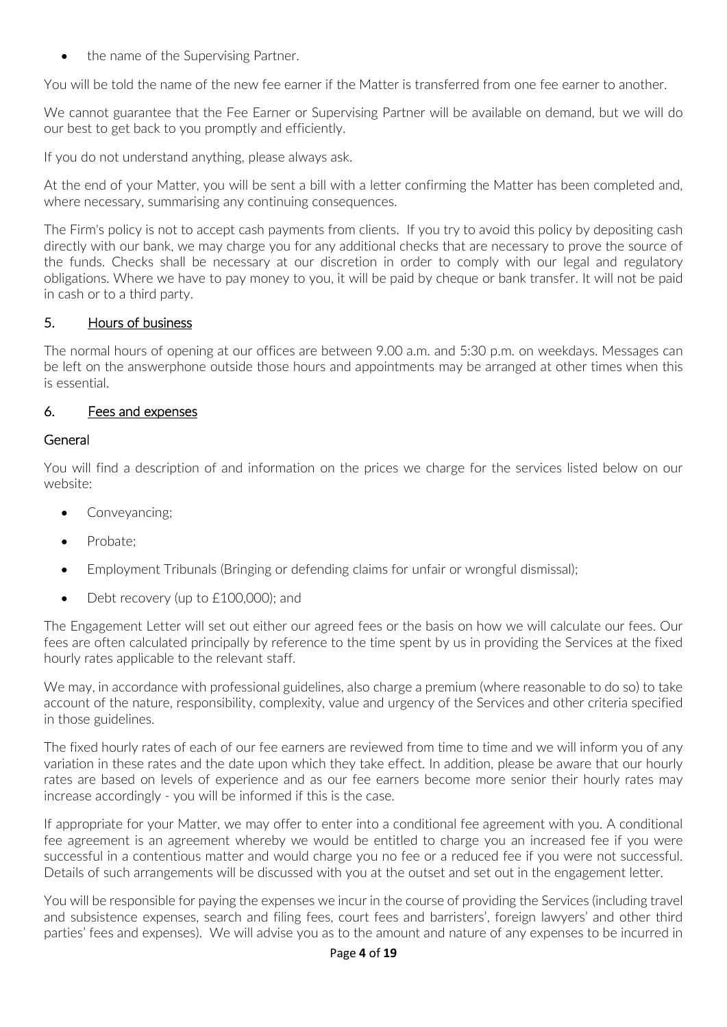- the name of the Supervising Partner.

You will be told the name of the new fee earner if the Matter is transferred from one fee earner to another.

We cannot guarantee that the Fee Earner or Supervising Partner will be available on demand, but we will do our best to get back to you promptly and efficiently.

If you do not understand anything, please always ask.

At the end of your Matter, you will be sent a bill with a letter confirming the Matter has been completed and, where necessary, summarising any continuing consequences.

The Firm's policy is not to accept cash payments from clients. If you try to avoid this policy by depositing cash directly with our bank, we may charge you for any additional checks that are necessary to prove the source of the funds. Checks shall be necessary at our discretion in order to comply with our legal and regulatory obligations. Where we have to pay money to you, it will be paid by cheque or bank transfer. It will not be paid in cash or to a third party.

## 5. Hours of business

The normal hours of opening at our offices are between 9.00 a.m. and 5:30 p.m. on weekdays. Messages can be left on the answerphone outside those hours and appointments may be arranged at other times when this is essential.

## 6. Fees and expenses

### General

You will find a description of and information on the prices we charge for the services listed below on our website:

- Conveyancing;
- Probate;
- Employment Tribunals (Bringing or defending claims for unfair or wrongful dismissal);
- Debt recovery (up to £100,000); and

The Engagement Letter will set out either our agreed fees or the basis on how we will calculate our fees. Our fees are often calculated principally by reference to the time spent by us in providing the Services at the fixed hourly rates applicable to the relevant staff.

We may, in accordance with professional guidelines, also charge a premium (where reasonable to do so) to take account of the nature, responsibility, complexity, value and urgency of the Services and other criteria specified in those guidelines.

The fixed hourly rates of each of our fee earners are reviewed from time to time and we will inform you of any variation in these rates and the date upon which they take effect. In addition, please be aware that our hourly rates are based on levels of experience and as our fee earners become more senior their hourly rates may increase accordingly - you will be informed if this is the case.

If appropriate for your Matter, we may offer to enter into a conditional fee agreement with you. A conditional fee agreement is an agreement whereby we would be entitled to charge you an increased fee if you were successful in a contentious matter and would charge you no fee or a reduced fee if you were not successful. Details of such arrangements will be discussed with you at the outset and set out in the engagement letter.

You will be responsible for paying the expenses we incur in the course of providing the Services (including travel and subsistence expenses, search and filing fees, court fees and barristers', foreign lawyers' and other third parties' fees and expenses). We will advise you as to the amount and nature of any expenses to be incurred in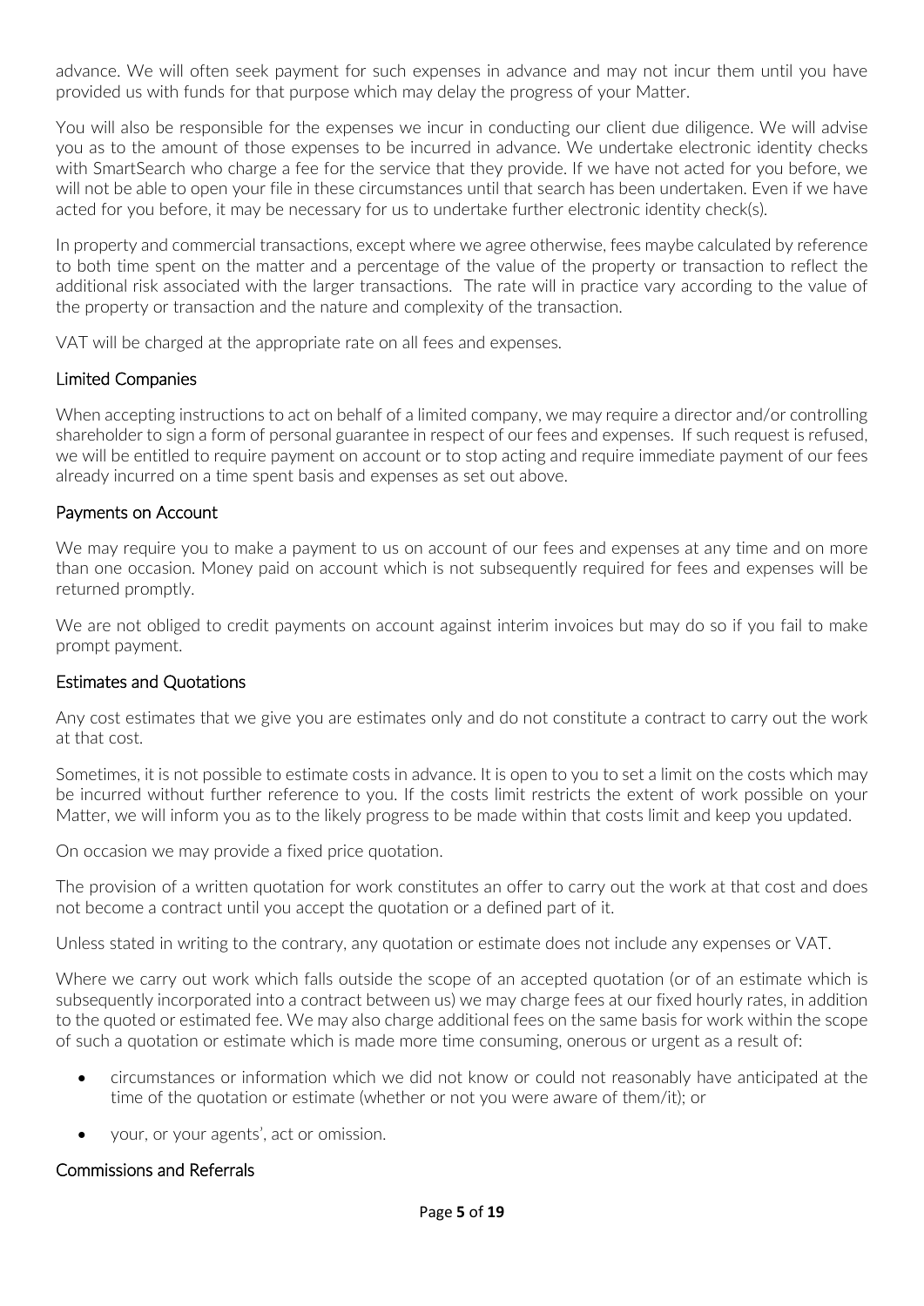advance. We will often seek payment for such expenses in advance and may not incur them until you have provided us with funds for that purpose which may delay the progress of your Matter.

You will also be responsible for the expenses we incur in conducting our client due diligence. We will advise you as to the amount of those expenses to be incurred in advance. We undertake electronic identity checks with SmartSearch who charge a fee for the service that they provide. If we have not acted for you before, we will not be able to open your file in these circumstances until that search has been undertaken. Even if we have acted for you before, it may be necessary for us to undertake further electronic identity check(s).

In property and commercial transactions, except where we agree otherwise, fees maybe calculated by reference to both time spent on the matter and a percentage of the value of the property or transaction to reflect the additional risk associated with the larger transactions. The rate will in practice vary according to the value of the property or transaction and the nature and complexity of the transaction.

VAT will be charged at the appropriate rate on all fees and expenses.

## Limited Companies

When accepting instructions to act on behalf of a limited company, we may require a director and/or controlling shareholder to sign a form of personal guarantee in respect of our fees and expenses. If such request is refused, we will be entitled to require payment on account or to stop acting and require immediate payment of our fees already incurred on a time spent basis and expenses as set out above.

## Payments on Account

We may require you to make a payment to us on account of our fees and expenses at any time and on more than one occasion. Money paid on account which is not subsequently required for fees and expenses will be returned promptly.

We are not obliged to credit payments on account against interim invoices but may do so if you fail to make prompt payment.

## Estimates and Quotations

Any cost estimates that we give you are estimates only and do not constitute a contract to carry out the work at that cost.

Sometimes, it is not possible to estimate costs in advance. It is open to you to set a limit on the costs which may be incurred without further reference to you. If the costs limit restricts the extent of work possible on your Matter, we will inform you as to the likely progress to be made within that costs limit and keep you updated.

On occasion we may provide a fixed price quotation.

The provision of a written quotation for work constitutes an offer to carry out the work at that cost and does not become a contract until you accept the quotation or a defined part of it.

Unless stated in writing to the contrary, any quotation or estimate does not include any expenses or VAT.

Where we carry out work which falls outside the scope of an accepted quotation (or of an estimate which is subsequently incorporated into a contract between us) we may charge fees at our fixed hourly rates, in addition to the quoted or estimated fee. We may also charge additional fees on the same basis for work within the scope of such a quotation or estimate which is made more time consuming, onerous or urgent as a result of:

- circumstances or information which we did not know or could not reasonably have anticipated at the time of the quotation or estimate (whether or not you were aware of them/it); or
- your, or your agents', act or omission.

## Commissions and Referrals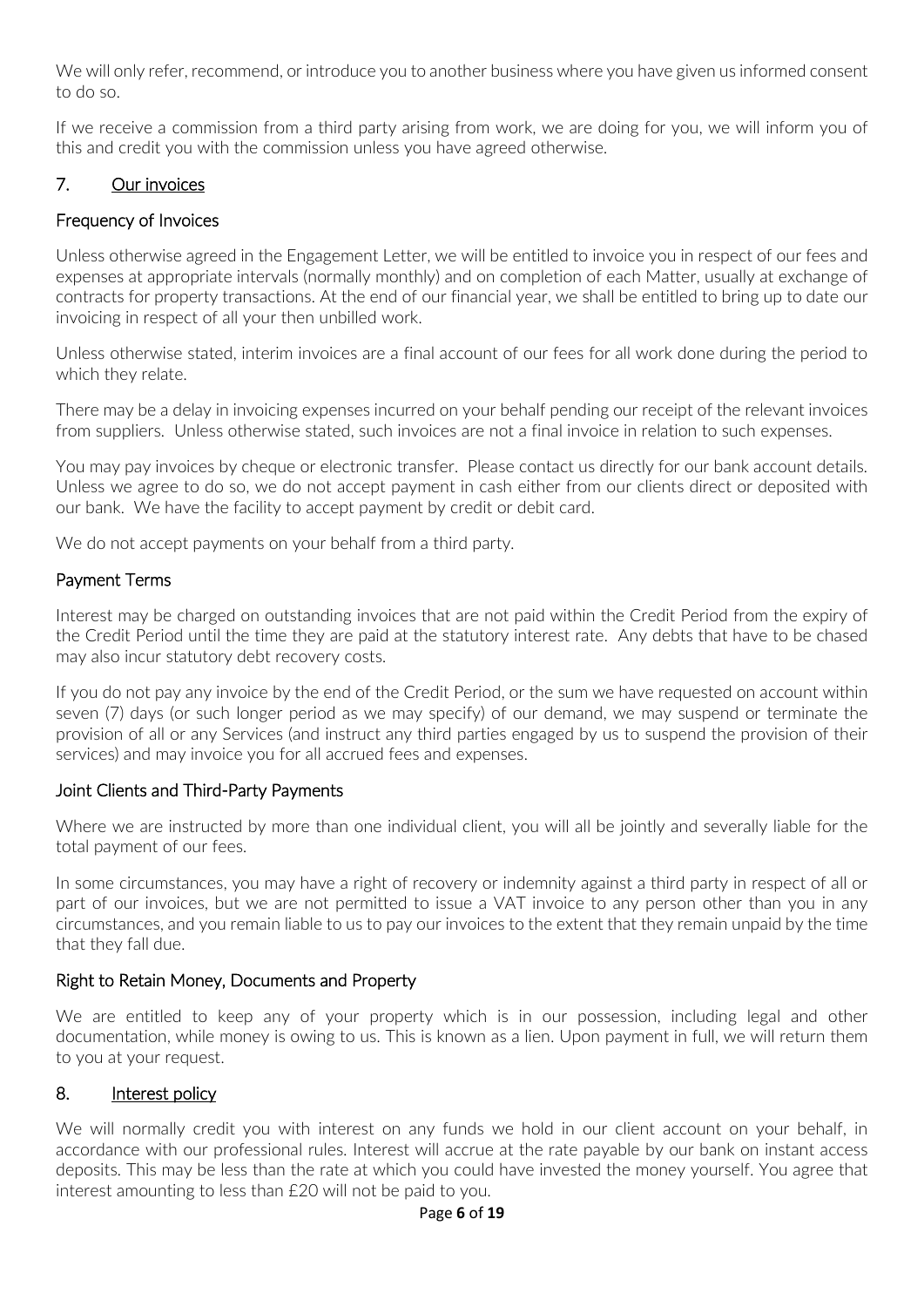We will only refer, recommend, or introduce you to another business where you have given us informed consent to do so.

If we receive a commission from a third party arising from work, we are doing for you, we will inform you of this and credit you with the commission unless you have agreed otherwise.

## 7. Our invoices

### Frequency of Invoices

Unless otherwise agreed in the Engagement Letter, we will be entitled to invoice you in respect of our fees and expenses at appropriate intervals (normally monthly) and on completion of each Matter, usually at exchange of contracts for property transactions. At the end of our financial year, we shall be entitled to bring up to date our invoicing in respect of all your then unbilled work.

Unless otherwise stated, interim invoices are a final account of our fees for all work done during the period to which they relate.

There may be a delay in invoicing expenses incurred on your behalf pending our receipt of the relevant invoices from suppliers. Unless otherwise stated, such invoices are not a final invoice in relation to such expenses.

You may pay invoices by cheque or electronic transfer. Please contact us directly for our bank account details. Unless we agree to do so, we do not accept payment in cash either from our clients direct or deposited with our bank. We have the facility to accept payment by credit or debit card.

We do not accept payments on your behalf from a third party.

### Payment Terms

Interest may be charged on outstanding invoices that are not paid within the Credit Period from the expiry of the Credit Period until the time they are paid at the statutory interest rate. Any debts that have to be chased may also incur statutory debt recovery costs.

If you do not pay any invoice by the end of the Credit Period, or the sum we have requested on account within seven (7) days (or such longer period as we may specify) of our demand, we may suspend or terminate the provision of all or any Services (and instruct any third parties engaged by us to suspend the provision of their services) and may invoice you for all accrued fees and expenses.

### Joint Clients and Third-Party Payments

Where we are instructed by more than one individual client, you will all be jointly and severally liable for the total payment of our fees.

In some circumstances, you may have a right of recovery or indemnity against a third party in respect of all or part of our invoices, but we are not permitted to issue a VAT invoice to any person other than you in any circumstances, and you remain liable to us to pay our invoices to the extent that they remain unpaid by the time that they fall due.

### Right to Retain Money, Documents and Property

We are entitled to keep any of your property which is in our possession, including legal and other documentation, while money is owing to us. This is known as a lien. Upon payment in full, we will return them to you at your request.

## 8. Interest policy

We will normally credit you with interest on any funds we hold in our client account on your behalf, in accordance with our professional rules. Interest will accrue at the rate payable by our bank on instant access deposits. This may be less than the rate at which you could have invested the money yourself. You agree that interest amounting to less than £20 will not be paid to you.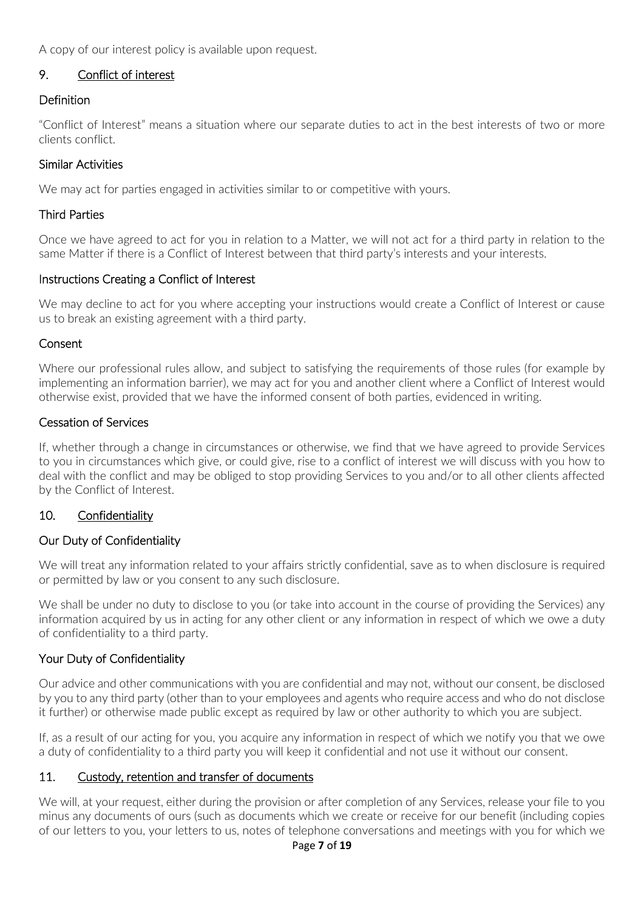A copy of our interest policy is available upon request.

## 9. Conflict of interest

### Definition

"Conflict of Interest" means a situation where our separate duties to act in the best interests of two or more clients conflict.

### Similar Activities

We may act for parties engaged in activities similar to or competitive with yours.

### Third Parties

Once we have agreed to act for you in relation to a Matter, we will not act for a third party in relation to the same Matter if there is a Conflict of Interest between that third party's interests and your interests.

### Instructions Creating a Conflict of Interest

We may decline to act for you where accepting your instructions would create a Conflict of Interest or cause us to break an existing agreement with a third party.

### Consent

Where our professional rules allow, and subject to satisfying the requirements of those rules (for example by implementing an information barrier), we may act for you and another client where a Conflict of Interest would otherwise exist, provided that we have the informed consent of both parties, evidenced in writing.

### Cessation of Services

If, whether through a change in circumstances or otherwise, we find that we have agreed to provide Services to you in circumstances which give, or could give, rise to a conflict of interest we will discuss with you how to deal with the conflict and may be obliged to stop providing Services to you and/or to all other clients affected by the Conflict of Interest.

## 10. Confidentiality

### Our Duty of Confidentiality

We will treat any information related to your affairs strictly confidential, save as to when disclosure is required or permitted by law or you consent to any such disclosure.

We shall be under no duty to disclose to you (or take into account in the course of providing the Services) any information acquired by us in acting for any other client or any information in respect of which we owe a duty of confidentiality to a third party.

### Your Duty of Confidentiality

Our advice and other communications with you are confidential and may not, without our consent, be disclosed by you to any third party (other than to your employees and agents who require access and who do not disclose it further) or otherwise made public except as required by law or other authority to which you are subject.

If, as a result of our acting for you, you acquire any information in respect of which we notify you that we owe a duty of confidentiality to a third party you will keep it confidential and not use it without our consent.

## 11. Custody, retention and transfer of documents

We will, at your request, either during the provision or after completion of any Services, release your file to you minus any documents of ours (such as documents which we create or receive for our benefit (including copies of our letters to you, your letters to us, notes of telephone conversations and meetings with you for which we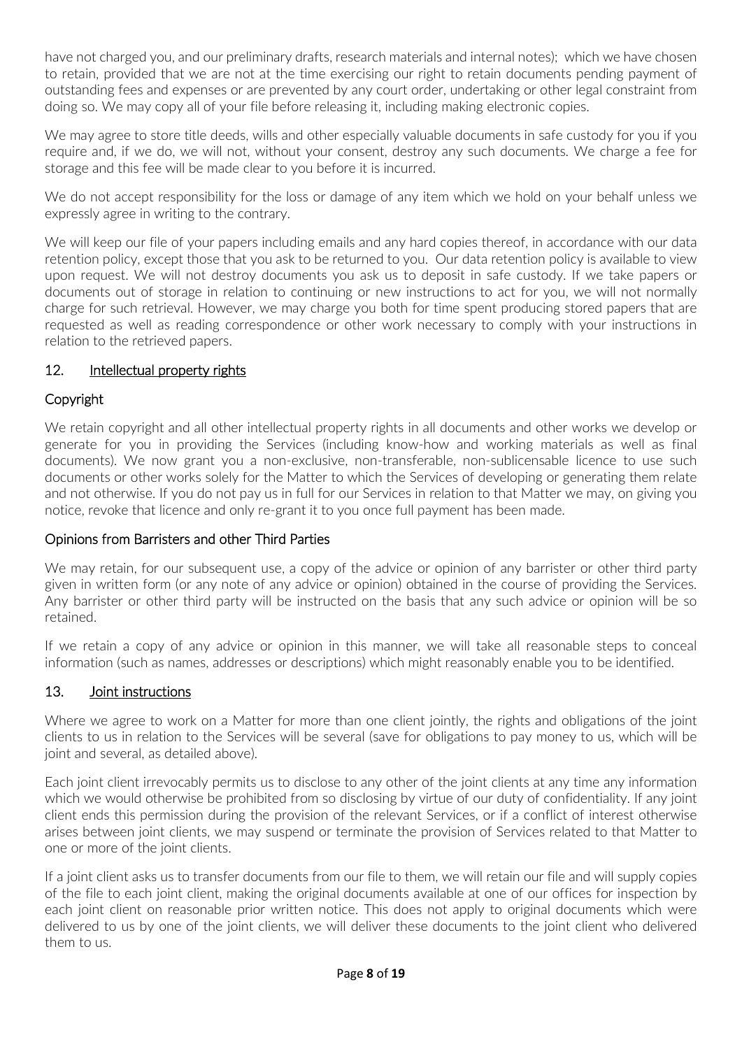have not charged you, and our preliminary drafts, research materials and internal notes); which we have chosen to retain, provided that we are not at the time exercising our right to retain documents pending payment of outstanding fees and expenses or are prevented by any court order, undertaking or other legal constraint from doing so. We may copy all of your file before releasing it, including making electronic copies.

We may agree to store title deeds, wills and other especially valuable documents in safe custody for you if you require and, if we do, we will not, without your consent, destroy any such documents. We charge a fee for storage and this fee will be made clear to you before it is incurred.

We do not accept responsibility for the loss or damage of any item which we hold on your behalf unless we expressly agree in writing to the contrary.

We will keep our file of your papers including emails and any hard copies thereof, in accordance with our data retention policy, except those that you ask to be returned to you. Our data retention policy is available to view upon request. We will not destroy documents you ask us to deposit in safe custody. If we take papers or documents out of storage in relation to continuing or new instructions to act for you, we will not normally charge for such retrieval. However, we may charge you both for time spent producing stored papers that are requested as well as reading correspondence or other work necessary to comply with your instructions in relation to the retrieved papers.

## 12. Intellectual property rights

### Copyright

We retain copyright and all other intellectual property rights in all documents and other works we develop or generate for you in providing the Services (including know-how and working materials as well as final documents). We now grant you a non-exclusive, non-transferable, non-sublicensable licence to use such documents or other works solely for the Matter to which the Services of developing or generating them relate and not otherwise. If you do not pay us in full for our Services in relation to that Matter we may, on giving you notice, revoke that licence and only re-grant it to you once full payment has been made.

### Opinions from Barristers and other Third Parties

We may retain, for our subsequent use, a copy of the advice or opinion of any barrister or other third party given in written form (or any note of any advice or opinion) obtained in the course of providing the Services. Any barrister or other third party will be instructed on the basis that any such advice or opinion will be so retained.

If we retain a copy of any advice or opinion in this manner, we will take all reasonable steps to conceal information (such as names, addresses or descriptions) which might reasonably enable you to be identified.

## 13. Joint instructions

Where we agree to work on a Matter for more than one client jointly, the rights and obligations of the joint clients to us in relation to the Services will be several (save for obligations to pay money to us, which will be joint and several, as detailed above).

Each joint client irrevocably permits us to disclose to any other of the joint clients at any time any information which we would otherwise be prohibited from so disclosing by virtue of our duty of confidentiality. If any joint client ends this permission during the provision of the relevant Services, or if a conflict of interest otherwise arises between joint clients, we may suspend or terminate the provision of Services related to that Matter to one or more of the joint clients.

If a joint client asks us to transfer documents from our file to them, we will retain our file and will supply copies of the file to each joint client, making the original documents available at one of our offices for inspection by each joint client on reasonable prior written notice. This does not apply to original documents which were delivered to us by one of the joint clients, we will deliver these documents to the joint client who delivered them to us.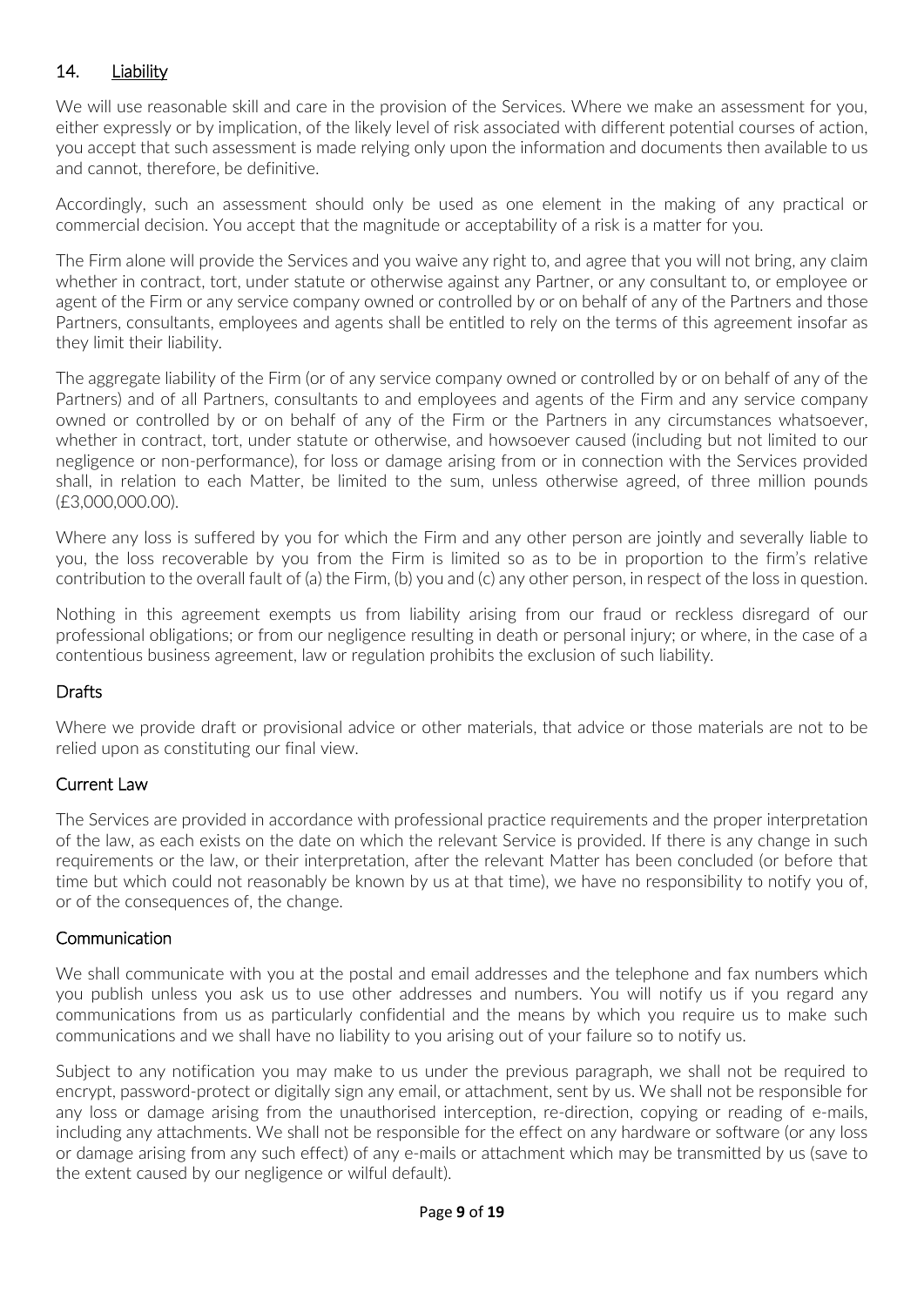## 14. Liability

We will use reasonable skill and care in the provision of the Services. Where we make an assessment for you, either expressly or by implication, of the likely level of risk associated with different potential courses of action, you accept that such assessment is made relying only upon the information and documents then available to us and cannot, therefore, be definitive.

Accordingly, such an assessment should only be used as one element in the making of any practical or commercial decision. You accept that the magnitude or acceptability of a risk is a matter for you.

The Firm alone will provide the Services and you waive any right to, and agree that you will not bring, any claim whether in contract, tort, under statute or otherwise against any Partner, or any consultant to, or employee or agent of the Firm or any service company owned or controlled by or on behalf of any of the Partners and those Partners, consultants, employees and agents shall be entitled to rely on the terms of this agreement insofar as they limit their liability.

The aggregate liability of the Firm (or of any service company owned or controlled by or on behalf of any of the Partners) and of all Partners, consultants to and employees and agents of the Firm and any service company owned or controlled by or on behalf of any of the Firm or the Partners in any circumstances whatsoever, whether in contract, tort, under statute or otherwise, and howsoever caused (including but not limited to our negligence or non-performance), for loss or damage arising from or in connection with the Services provided shall, in relation to each Matter, be limited to the sum, unless otherwise agreed, of three million pounds (£3,000,000.00).

Where any loss is suffered by you for which the Firm and any other person are jointly and severally liable to you, the loss recoverable by you from the Firm is limited so as to be in proportion to the firm's relative contribution to the overall fault of (a) the Firm, (b) you and (c) any other person, in respect of the loss in question.

Nothing in this agreement exempts us from liability arising from our fraud or reckless disregard of our professional obligations; or from our negligence resulting in death or personal injury; or where, in the case of a contentious business agreement, law or regulation prohibits the exclusion of such liability.

### Drafts

Where we provide draft or provisional advice or other materials, that advice or those materials are not to be relied upon as constituting our final view.

### Current Law

The Services are provided in accordance with professional practice requirements and the proper interpretation of the law, as each exists on the date on which the relevant Service is provided. If there is any change in such requirements or the law, or their interpretation, after the relevant Matter has been concluded (or before that time but which could not reasonably be known by us at that time), we have no responsibility to notify you of, or of the consequences of, the change.

### Communication

We shall communicate with you at the postal and email addresses and the telephone and fax numbers which you publish unless you ask us to use other addresses and numbers. You will notify us if you regard any communications from us as particularly confidential and the means by which you require us to make such communications and we shall have no liability to you arising out of your failure so to notify us.

Subject to any notification you may make to us under the previous paragraph, we shall not be required to encrypt, password-protect or digitally sign any email, or attachment, sent by us. We shall not be responsible for any loss or damage arising from the unauthorised interception, re-direction, copying or reading of e-mails, including any attachments. We shall not be responsible for the effect on any hardware or software (or any loss or damage arising from any such effect) of any e-mails or attachment which may be transmitted by us (save to the extent caused by our negligence or wilful default).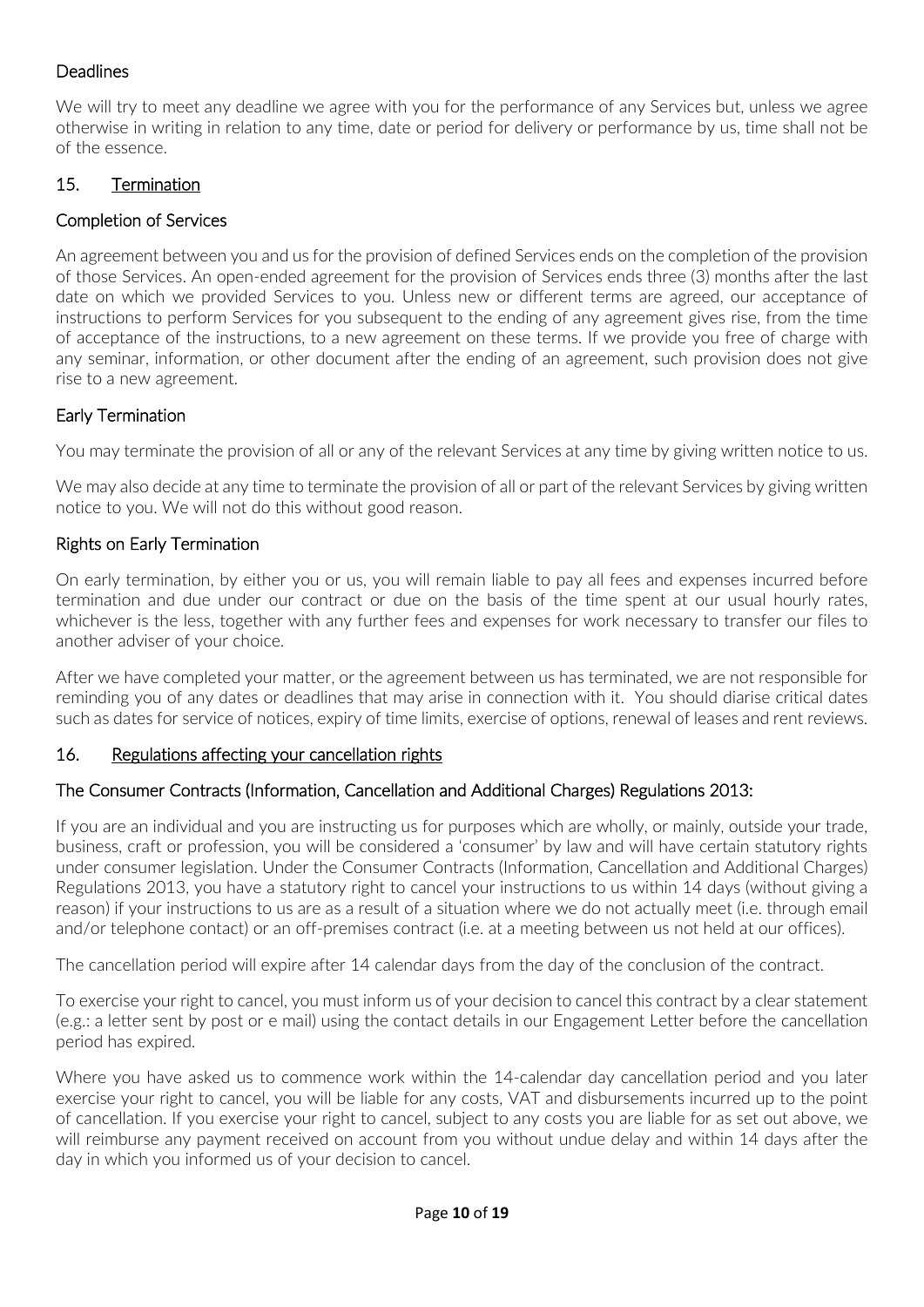### Deadlines

We will try to meet any deadline we agree with you for the performance of any Services but, unless we agree otherwise in writing in relation to any time, date or period for delivery or performance by us, time shall not be of the essence.

## 15. Termination

### Completion of Services

An agreement between you and us for the provision of defined Services ends on the completion of the provision of those Services. An open-ended agreement for the provision of Services ends three (3) months after the last date on which we provided Services to you. Unless new or different terms are agreed, our acceptance of instructions to perform Services for you subsequent to the ending of any agreement gives rise, from the time of acceptance of the instructions, to a new agreement on these terms. If we provide you free of charge with any seminar, information, or other document after the ending of an agreement, such provision does not give rise to a new agreement.

### Early Termination

You may terminate the provision of all or any of the relevant Services at any time by giving written notice to us.

We may also decide at any time to terminate the provision of all or part of the relevant Services by giving written notice to you. We will not do this without good reason.

### Rights on Early Termination

On early termination, by either you or us, you will remain liable to pay all fees and expenses incurred before termination and due under our contract or due on the basis of the time spent at our usual hourly rates, whichever is the less, together with any further fees and expenses for work necessary to transfer our files to another adviser of your choice.

After we have completed your matter, or the agreement between us has terminated, we are not responsible for reminding you of any dates or deadlines that may arise in connection with it. You should diarise critical dates such as dates for service of notices, expiry of time limits, exercise of options, renewal of leases and rent reviews.

## 16. Regulations affecting your cancellation rights

### The Consumer Contracts (Information, Cancellation and Additional Charges) Regulations 2013:

If you are an individual and you are instructing us for purposes which are wholly, or mainly, outside your trade, business, craft or profession, you will be considered a 'consumer' by law and will have certain statutory rights under consumer legislation. Under the Consumer Contracts (Information, Cancellation and Additional Charges) Regulations 2013, you have a statutory right to cancel your instructions to us within 14 days (without giving a reason) if your instructions to us are as a result of a situation where we do not actually meet (i.e. through email and/or telephone contact) or an off-premises contract (i.e. at a meeting between us not held at our offices).

The cancellation period will expire after 14 calendar days from the day of the conclusion of the contract.

To exercise your right to cancel, you must inform us of your decision to cancel this contract by a clear statement (e.g.: a letter sent by post or e mail) using the contact details in our Engagement Letter before the cancellation period has expired.

Where you have asked us to commence work within the 14-calendar day cancellation period and you later exercise your right to cancel, you will be liable for any costs, VAT and disbursements incurred up to the point of cancellation. If you exercise your right to cancel, subject to any costs you are liable for as set out above, we will reimburse any payment received on account from you without undue delay and within 14 days after the day in which you informed us of your decision to cancel.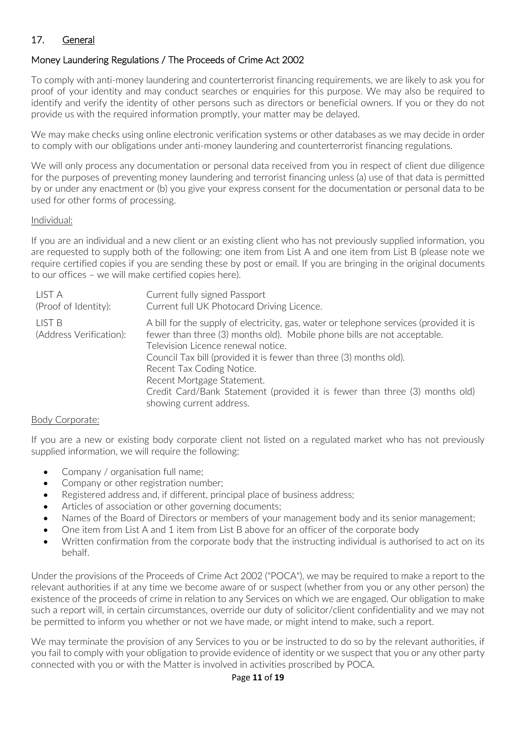## 17. General

### Money Laundering Regulations / The Proceeds of Crime Act 2002

To comply with anti-money laundering and counterterrorist financing requirements, we are likely to ask you for proof of your identity and may conduct searches or enquiries for this purpose. We may also be required to identify and verify the identity of other persons such as directors or beneficial owners. If you or they do not provide us with the required information promptly, your matter may be delayed.

We may make checks using online electronic verification systems or other databases as we may decide in order to comply with our obligations under anti-money laundering and counterterrorist financing regulations.

We will only process any documentation or personal data received from you in respect of client due diligence for the purposes of preventing money laundering and terrorist financing unless (a) use of that data is permitted by or under any enactment or (b) you give your express consent for the documentation or personal data to be used for other forms of processing.

Individual:

If you are an individual and a new client or an existing client who has not previously supplied information, you are requested to supply both of the following: one item from List A and one item from List B (please note we require certified copies if you are sending these by post or email. If you are bringing in the original documents to our offices – we will make certified copies here).

| | |
|---|---|
| LIST A (Proof of Identity): | Current fully signed Passport<br>Current full UK Photocard Driving Licence. |
| LIST B (Address Verification): | A bill for the supply of electricity, gas, water or telephone services (provided it is fewer than three (3) months old). Mobile phone bills are not acceptable.<br>Television Licence renewal notice.<br>Council Tax bill (provided it is fewer than three (3) months old).<br>Recent Tax Coding Notice.<br>Recent Mortgage Statement.<br>Credit Card/Bank Statement (provided it is fewer than three (3) months old) showing current address. |

Body Corporate:

If you are a new or existing body corporate client not listed on a regulated market who has not previously supplied information, we will require the following:

- Company / organisation full name;
- Company or other registration number;
- Registered address and, if different, principal place of business address;
- Articles of association or other governing documents;
- Names of the Board of Directors or members of your management body and its senior management;
- One item from List A and 1 item from List B above for an officer of the corporate body
- Written confirmation from the corporate body that the instructing individual is authorised to act on its behalf.

Under the provisions of the Proceeds of Crime Act 2002 ("POCA"), we may be required to make a report to the relevant authorities if at any time we become aware of or suspect (whether from you or any other person) the existence of the proceeds of crime in relation to any Services on which we are engaged. Our obligation to make such a report will, in certain circumstances, override our duty of solicitor/client confidentiality and we may not be permitted to inform you whether or not we have made, or might intend to make, such a report.

We may terminate the provision of any Services to you or be instructed to do so by the relevant authorities, if you fail to comply with your obligation to provide evidence of identity or we suspect that you or any other party connected with you or with the Matter is involved in activities proscribed by POCA.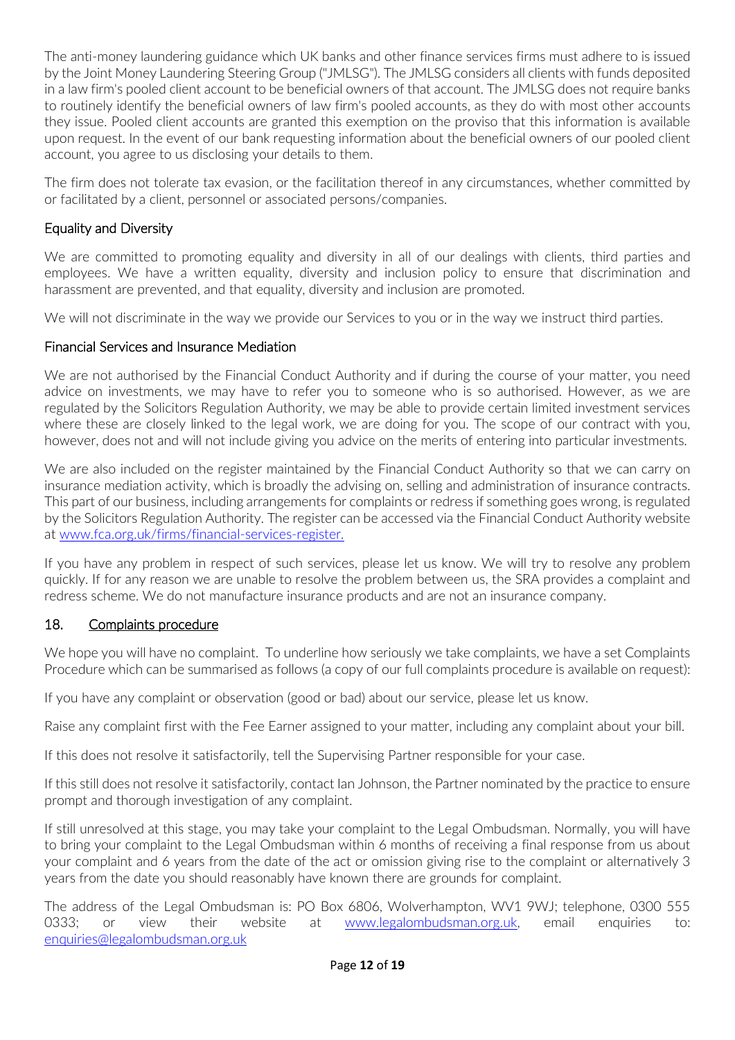The anti-money laundering guidance which UK banks and other finance services firms must adhere to is issued by the Joint Money Laundering Steering Group ("JMLSG"). The JMLSG considers all clients with funds deposited in a law firm's pooled client account to be beneficial owners of that account. The JMLSG does not require banks to routinely identify the beneficial owners of law firm's pooled accounts, as they do with most other accounts they issue. Pooled client accounts are granted this exemption on the proviso that this information is available upon request. In the event of our bank requesting information about the beneficial owners of our pooled client account, you agree to us disclosing your details to them.

The firm does not tolerate tax evasion, or the facilitation thereof in any circumstances, whether committed by or facilitated by a client, personnel or associated persons/companies.

### Equality and Diversity

We are committed to promoting equality and diversity in all of our dealings with clients, third parties and employees. We have a written equality, diversity and inclusion policy to ensure that discrimination and harassment are prevented, and that equality, diversity and inclusion are promoted.

We will not discriminate in the way we provide our Services to you or in the way we instruct third parties.

### Financial Services and Insurance Mediation

We are not authorised by the Financial Conduct Authority and if during the course of your matter, you need advice on investments, we may have to refer you to someone who is so authorised. However, as we are regulated by the Solicitors Regulation Authority, we may be able to provide certain limited investment services where these are closely linked to the legal work, we are doing for you. The scope of our contract with you, however, does not and will not include giving you advice on the merits of entering into particular investments.

We are also included on the register maintained by the Financial Conduct Authority so that we can carry on insurance mediation activity, which is broadly the advising on, selling and administration of insurance contracts. This part of our business, including arrangements for complaints or redress if something goes wrong, is regulated by the Solicitors Regulation Authority. The register can be accessed via the Financial Conduct Authority website at [www.fca.org.uk/firms/financial-services-register.](http://www.fca.org.uk/firms/financial-services-register)

If you have any problem in respect of such services, please let us know. We will try to resolve any problem quickly. If for any reason we are unable to resolve the problem between us, the SRA provides a complaint and redress scheme. We do not manufacture insurance products and are not an insurance company.

## 18. Complaints procedure

We hope you will have no complaint. To underline how seriously we take complaints, we have a set Complaints Procedure which can be summarised as follows (a copy of our full complaints procedure is available on request):

If you have any complaint or observation (good or bad) about our service, please let us know.

Raise any complaint first with the Fee Earner assigned to your matter, including any complaint about your bill.

If this does not resolve it satisfactorily, tell the Supervising Partner responsible for your case.

If this still does not resolve it satisfactorily, contact Ian Johnson, the Partner nominated by the practice to ensure prompt and thorough investigation of any complaint.

If still unresolved at this stage, you may take your complaint to the Legal Ombudsman. Normally, you will have to bring your complaint to the Legal Ombudsman within 6 months of receiving a final response from us about your complaint and 6 years from the date of the act or omission giving rise to the complaint or alternatively 3 years from the date you should reasonably have known there are grounds for complaint.

The address of the Legal Ombudsman is: PO Box 6806, Wolverhampton, WV1 9WJ; telephone, 0300 555 0333; or view their website at [www.legalombudsman.org.uk](http://www.legalombudsman.org.uk), email enquiries to: [enquiries@legalombudsman.org.uk](mailto:enquiries@legalombudsman.org.uk)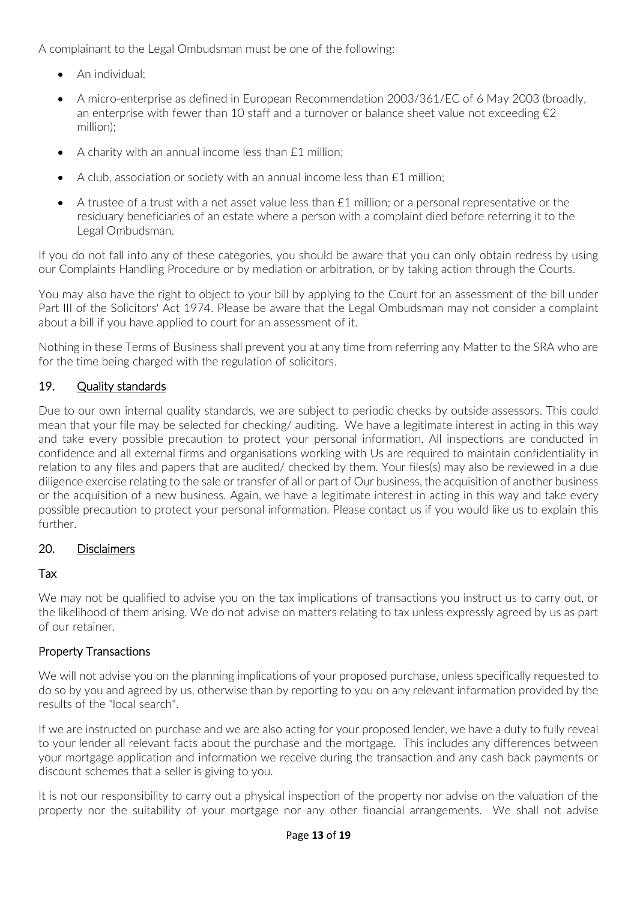A complainant to the Legal Ombudsman must be one of the following:

- An individual;
- A micro-enterprise as defined in European Recommendation 2003/361/EC of 6 May 2003 (broadly, an enterprise with fewer than 10 staff and a turnover or balance sheet value not exceeding €2 million);
- A charity with an annual income less than £1 million;
- A club, association or society with an annual income less than £1 million;
- A trustee of a trust with a net asset value less than £1 million; or a personal representative or the residuary beneficiaries of an estate where a person with a complaint died before referring it to the Legal Ombudsman.

If you do not fall into any of these categories, you should be aware that you can only obtain redress by using our Complaints Handling Procedure or by mediation or arbitration, or by taking action through the Courts.

You may also have the right to object to your bill by applying to the Court for an assessment of the bill under Part III of the Solicitors' Act 1974. Please be aware that the Legal Ombudsman may not consider a complaint about a bill if you have applied to court for an assessment of it.

Nothing in these Terms of Business shall prevent you at any time from referring any Matter to the SRA who are for the time being charged with the regulation of solicitors.

## 19. Quality standards

Due to our own internal quality standards, we are subject to periodic checks by outside assessors. This could mean that your file may be selected for checking/ auditing. We have a legitimate interest in acting in this way and take every possible precaution to protect your personal information. All inspections are conducted in confidence and all external firms and organisations working with Us are required to maintain confidentiality in relation to any files and papers that are audited/ checked by them. Your files(s) may also be reviewed in a due diligence exercise relating to the sale or transfer of all or part of Our business, the acquisition of another business or the acquisition of a new business. Again, we have a legitimate interest in acting in this way and take every possible precaution to protect your personal information. Please contact us if you would like us to explain this further.

## 20. Disclaimers

### Tax

We may not be qualified to advise you on the tax implications of transactions you instruct us to carry out, or the likelihood of them arising. We do not advise on matters relating to tax unless expressly agreed by us as part of our retainer.

### Property Transactions

We will not advise you on the planning implications of your proposed purchase, unless specifically requested to do so by you and agreed by us, otherwise than by reporting to you on any relevant information provided by the results of the "local search".

If we are instructed on purchase and we are also acting for your proposed lender, we have a duty to fully reveal to your lender all relevant facts about the purchase and the mortgage. This includes any differences between your mortgage application and information we receive during the transaction and any cash back payments or discount schemes that a seller is giving to you.

It is not our responsibility to carry out a physical inspection of the property nor advise on the valuation of the property nor the suitability of your mortgage nor any other financial arrangements. We shall not advise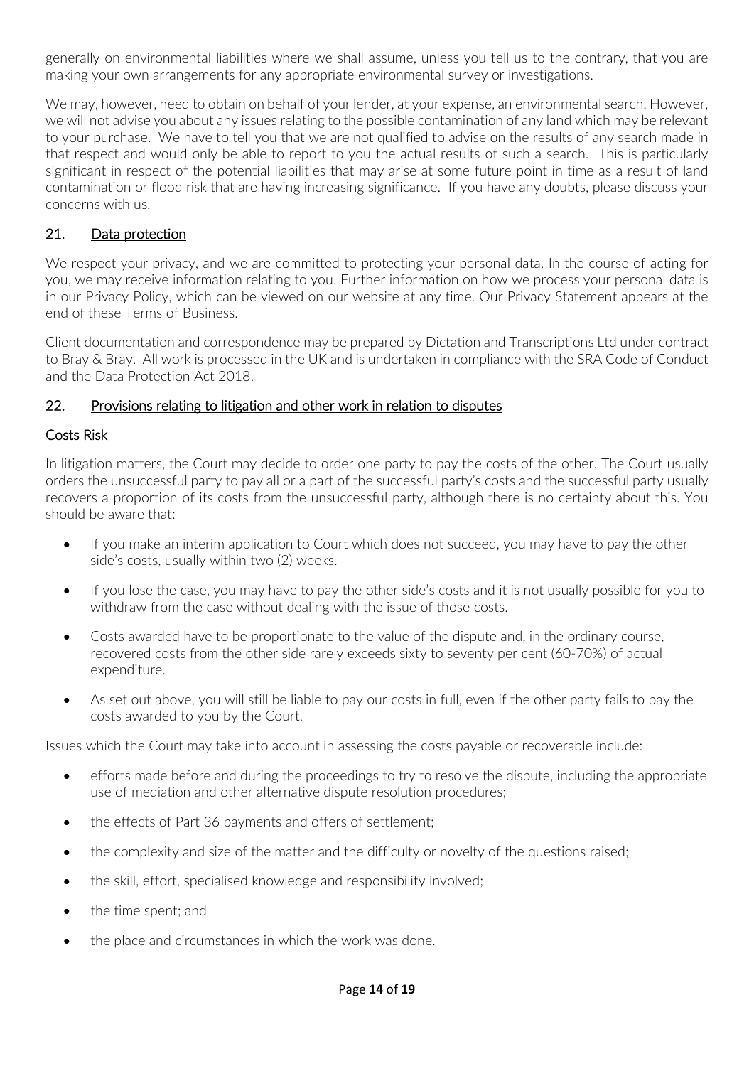generally on environmental liabilities where we shall assume, unless you tell us to the contrary, that you are making your own arrangements for any appropriate environmental survey or investigations.

We may, however, need to obtain on behalf of your lender, at your expense, an environmental search. However, we will not advise you about any issues relating to the possible contamination of any land which may be relevant to your purchase. We have to tell you that we are not qualified to advise on the results of any search made in that respect and would only be able to report to you the actual results of such a search. This is particularly significant in respect of the potential liabilities that may arise at some future point in time as a result of land contamination or flood risk that are having increasing significance. If you have any doubts, please discuss your concerns with us.

## 21. Data protection

We respect your privacy, and we are committed to protecting your personal data. In the course of acting for you, we may receive information relating to you. Further information on how we process your personal data is in our Privacy Policy, which can be viewed on our website at any time. Our Privacy Statement appears at the end of these Terms of Business.

Client documentation and correspondence may be prepared by Dictation and Transcriptions Ltd under contract to Bray & Bray. All work is processed in the UK and is undertaken in compliance with the SRA Code of Conduct and the Data Protection Act 2018.

## 22. Provisions relating to litigation and other work in relation to disputes

### Costs Risk

In litigation matters, the Court may decide to order one party to pay the costs of the other. The Court usually orders the unsuccessful party to pay all or a part of the successful party's costs and the successful party usually recovers a proportion of its costs from the unsuccessful party, although there is no certainty about this. You should be aware that:

- If you make an interim application to Court which does not succeed, you may have to pay the other side's costs, usually within two (2) weeks.
- If you lose the case, you may have to pay the other side's costs and it is not usually possible for you to withdraw from the case without dealing with the issue of those costs.
- Costs awarded have to be proportionate to the value of the dispute and, in the ordinary course, recovered costs from the other side rarely exceeds sixty to seventy per cent (60-70%) of actual expenditure.
- As set out above, you will still be liable to pay our costs in full, even if the other party fails to pay the costs awarded to you by the Court.

Issues which the Court may take into account in assessing the costs payable or recoverable include:

- efforts made before and during the proceedings to try to resolve the dispute, including the appropriate use of mediation and other alternative dispute resolution procedures;
- the effects of Part 36 payments and offers of settlement;
- the complexity and size of the matter and the difficulty or novelty of the questions raised;
- the skill, effort, specialised knowledge and responsibility involved;
- the time spent; and
- the place and circumstances in which the work was done.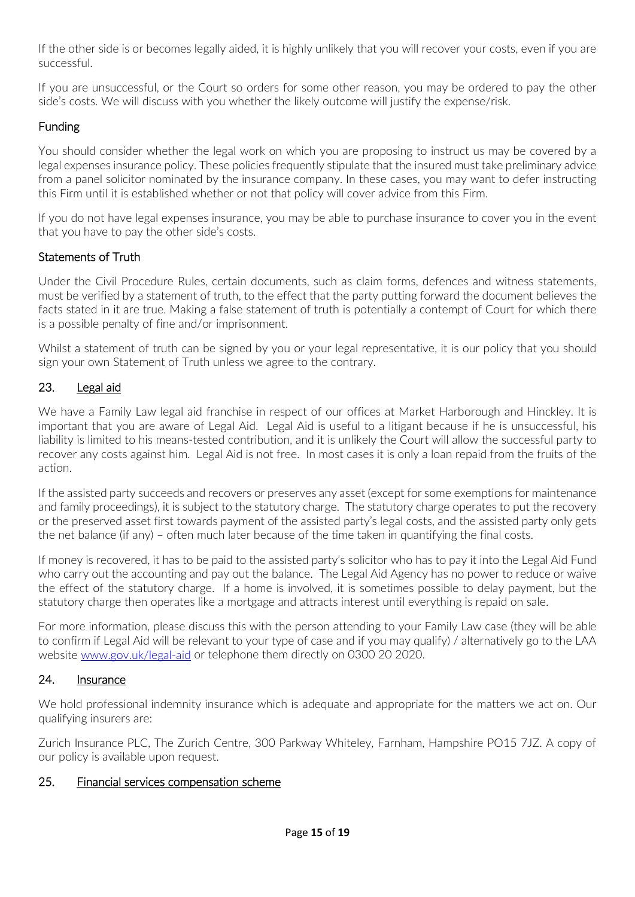If the other side is or becomes legally aided, it is highly unlikely that you will recover your costs, even if you are successful.

If you are unsuccessful, or the Court so orders for some other reason, you may be ordered to pay the other side's costs. We will discuss with you whether the likely outcome will justify the expense/risk.

### Funding

You should consider whether the legal work on which you are proposing to instruct us may be covered by a legal expenses insurance policy. These policies frequently stipulate that the insured must take preliminary advice from a panel solicitor nominated by the insurance company. In these cases, you may want to defer instructing this Firm until it is established whether or not that policy will cover advice from this Firm.

If you do not have legal expenses insurance, you may be able to purchase insurance to cover you in the event that you have to pay the other side's costs.

### Statements of Truth

Under the Civil Procedure Rules, certain documents, such as claim forms, defences and witness statements, must be verified by a statement of truth, to the effect that the party putting forward the document believes the facts stated in it are true. Making a false statement of truth is potentially a contempt of Court for which there is a possible penalty of fine and/or imprisonment.

Whilst a statement of truth can be signed by you or your legal representative, it is our policy that you should sign your own Statement of Truth unless we agree to the contrary.

## 23. Legal aid

We have a Family Law legal aid franchise in respect of our offices at Market Harborough and Hinckley. It is important that you are aware of Legal Aid. Legal Aid is useful to a litigant because if he is unsuccessful, his liability is limited to his means-tested contribution, and it is unlikely the Court will allow the successful party to recover any costs against him. Legal Aid is not free. In most cases it is only a loan repaid from the fruits of the action.

If the assisted party succeeds and recovers or preserves any asset (except for some exemptions for maintenance and family proceedings), it is subject to the statutory charge. The statutory charge operates to put the recovery or the preserved asset first towards payment of the assisted party's legal costs, and the assisted party only gets the net balance (if any) – often much later because of the time taken in quantifying the final costs.

If money is recovered, it has to be paid to the assisted party's solicitor who has to pay it into the Legal Aid Fund who carry out the accounting and pay out the balance. The Legal Aid Agency has no power to reduce or waive the effect of the statutory charge. If a home is involved, it is sometimes possible to delay payment, but the statutory charge then operates like a mortgage and attracts interest until everything is repaid on sale.

For more information, please discuss this with the person attending to your Family Law case (they will be able to confirm if Legal Aid will be relevant to your type of case and if you may qualify) / alternatively go to the LAA website [www.gov.uk/legal-aid](http://www.gov.uk/legal-aid) or telephone them directly on 0300 20 2020.

## 24. Insurance

We hold professional indemnity insurance which is adequate and appropriate for the matters we act on. Our qualifying insurers are:

Zurich Insurance PLC, The Zurich Centre, 300 Parkway Whiteley, Farnham, Hampshire PO15 7JZ. A copy of our policy is available upon request.

## 25. Financial services compensation scheme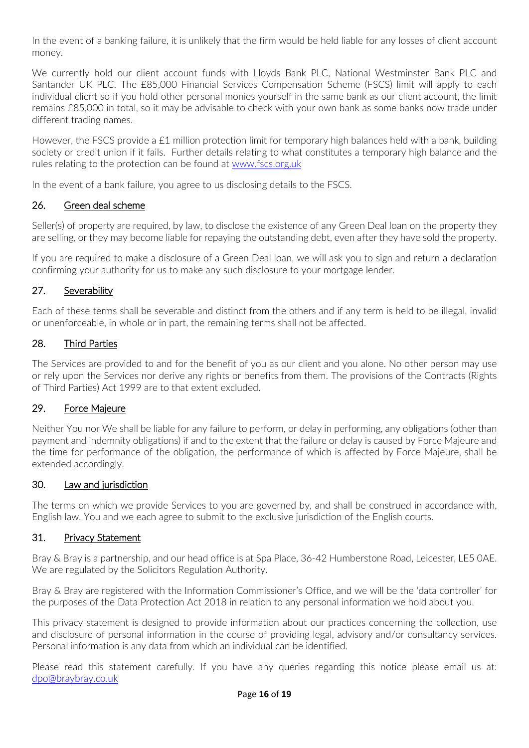In the event of a banking failure, it is unlikely that the firm would be held liable for any losses of client account money.

We currently hold our client account funds with Lloyds Bank PLC, National Westminster Bank PLC and Santander UK PLC. The £85,000 Financial Services Compensation Scheme (FSCS) limit will apply to each individual client so if you hold other personal monies yourself in the same bank as our client account, the limit remains £85,000 in total, so it may be advisable to check with your own bank as some banks now trade under different trading names.

However, the FSCS provide a £1 million protection limit for temporary high balances held with a bank, building society or credit union if it fails. Further details relating to what constitutes a temporary high balance and the rules relating to the protection can be found at [www.fscs.org.uk](http://www.fscs.org.uk)

In the event of a bank failure, you agree to us disclosing details to the FSCS.

## 26. Green deal scheme

Seller(s) of property are required, by law, to disclose the existence of any Green Deal loan on the property they are selling, or they may become liable for repaying the outstanding debt, even after they have sold the property.

If you are required to make a disclosure of a Green Deal loan, we will ask you to sign and return a declaration confirming your authority for us to make any such disclosure to your mortgage lender.

## 27. Severability

Each of these terms shall be severable and distinct from the others and if any term is held to be illegal, invalid or unenforceable, in whole or in part, the remaining terms shall not be affected.

## 28. Third Parties

The Services are provided to and for the benefit of you as our client and you alone. No other person may use or rely upon the Services nor derive any rights or benefits from them. The provisions of the Contracts (Rights of Third Parties) Act 1999 are to that extent excluded.

## 29. Force Majeure

Neither You nor We shall be liable for any failure to perform, or delay in performing, any obligations (other than payment and indemnity obligations) if and to the extent that the failure or delay is caused by Force Majeure and the time for performance of the obligation, the performance of which is affected by Force Majeure, shall be extended accordingly.

## 30. Law and jurisdiction

The terms on which we provide Services to you are governed by, and shall be construed in accordance with, English law. You and we each agree to submit to the exclusive jurisdiction of the English courts.

## 31. Privacy Statement

Bray & Bray is a partnership, and our head office is at Spa Place, 36-42 Humberstone Road, Leicester, LE5 0AE. We are regulated by the Solicitors Regulation Authority.

Bray & Bray are registered with the Information Commissioner's Office, and we will be the 'data controller' for the purposes of the Data Protection Act 2018 in relation to any personal information we hold about you.

This privacy statement is designed to provide information about our practices concerning the collection, use and disclosure of personal information in the course of providing legal, advisory and/or consultancy services. Personal information is any data from which an individual can be identified.

Please read this statement carefully. If you have any queries regarding this notice please email us at: [dpo@braybray.co.uk](mailto:dpo@braybray.co.uk)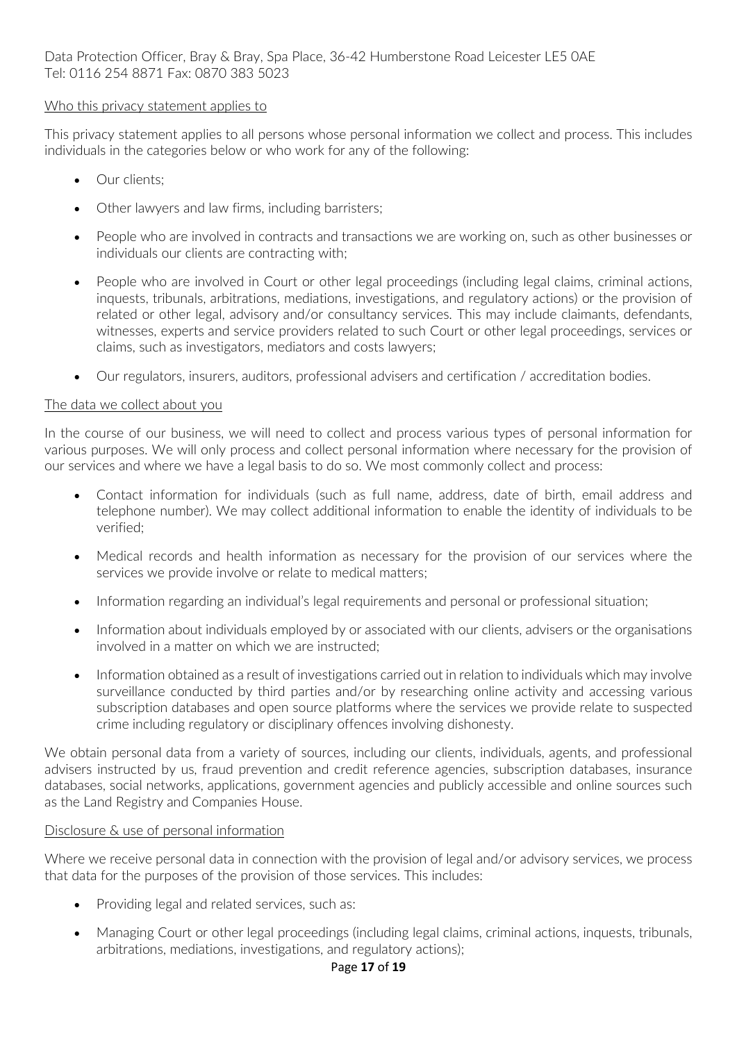Data Protection Officer, Bray & Bray, Spa Place, 36-42 Humberstone Road Leicester LE5 0AE
Tel: 0116 254 8871 Fax: 0870 383 5023

## Who this privacy statement applies to

This privacy statement applies to all persons whose personal information we collect and process. This includes individuals in the categories below or who work for any of the following:

- Our clients;
- Other lawyers and law firms, including barristers;
- People who are involved in contracts and transactions we are working on, such as other businesses or individuals our clients are contracting with;
- People who are involved in Court or other legal proceedings (including legal claims, criminal actions, inquests, tribunals, arbitrations, mediations, investigations, and regulatory actions) or the provision of related or other legal, advisory and/or consultancy services. This may include claimants, defendants, witnesses, experts and service providers related to such Court or other legal proceedings, services or claims, such as investigators, mediators and costs lawyers;
- Our regulators, insurers, auditors, professional advisers and certification / accreditation bodies.

## The data we collect about you

In the course of our business, we will need to collect and process various types of personal information for various purposes. We will only process and collect personal information where necessary for the provision of our services and where we have a legal basis to do so. We most commonly collect and process:

- Contact information for individuals (such as full name, address, date of birth, email address and telephone number). We may collect additional information to enable the identity of individuals to be verified;
- Medical records and health information as necessary for the provision of our services where the services we provide involve or relate to medical matters;
- Information regarding an individual's legal requirements and personal or professional situation;
- Information about individuals employed by or associated with our clients, advisers or the organisations involved in a matter on which we are instructed;
- Information obtained as a result of investigations carried out in relation to individuals which may involve surveillance conducted by third parties and/or by researching online activity and accessing various subscription databases and open source platforms where the services we provide relate to suspected crime including regulatory or disciplinary offences involving dishonesty.

We obtain personal data from a variety of sources, including our clients, individuals, agents, and professional advisers instructed by us, fraud prevention and credit reference agencies, subscription databases, insurance databases, social networks, applications, government agencies and publicly accessible and online sources such as the Land Registry and Companies House.

## Disclosure & use of personal information

Where we receive personal data in connection with the provision of legal and/or advisory services, we process that data for the purposes of the provision of those services. This includes:

- Providing legal and related services, such as:
- Managing Court or other legal proceedings (including legal claims, criminal actions, inquests, tribunals, arbitrations, mediations, investigations, and regulatory actions);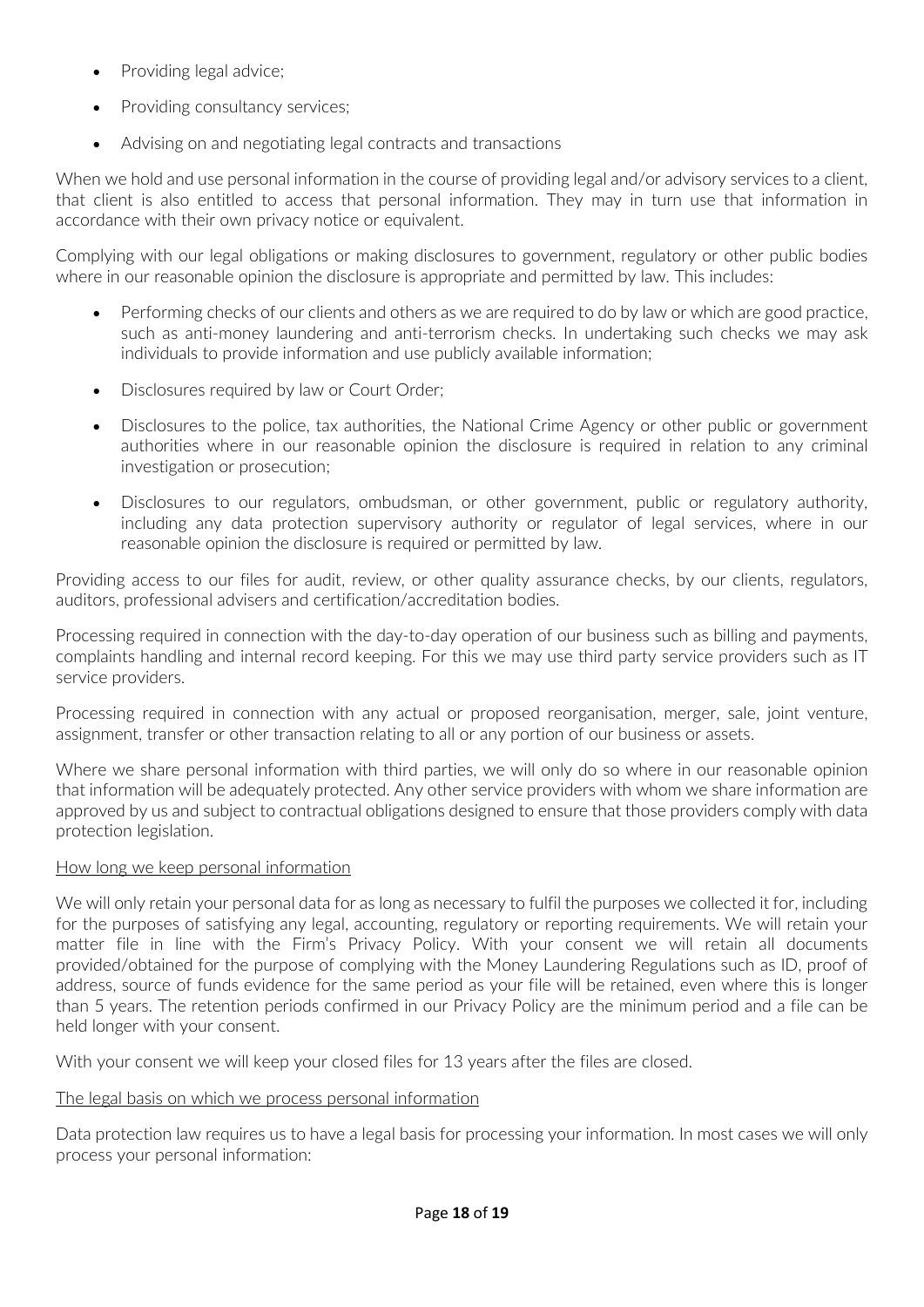- Providing legal advice;
- Providing consultancy services;
- Advising on and negotiating legal contracts and transactions

When we hold and use personal information in the course of providing legal and/or advisory services to a client, that client is also entitled to access that personal information. They may in turn use that information in accordance with their own privacy notice or equivalent.

Complying with our legal obligations or making disclosures to government, regulatory or other public bodies where in our reasonable opinion the disclosure is appropriate and permitted by law. This includes:

- Performing checks of our clients and others as we are required to do by law or which are good practice, such as anti-money laundering and anti-terrorism checks. In undertaking such checks we may ask individuals to provide information and use publicly available information;
- Disclosures required by law or Court Order;
- Disclosures to the police, tax authorities, the National Crime Agency or other public or government authorities where in our reasonable opinion the disclosure is required in relation to any criminal investigation or prosecution;
- Disclosures to our regulators, ombudsman, or other government, public or regulatory authority, including any data protection supervisory authority or regulator of legal services, where in our reasonable opinion the disclosure is required or permitted by law.

Providing access to our files for audit, review, or other quality assurance checks, by our clients, regulators, auditors, professional advisers and certification/accreditation bodies.

Processing required in connection with the day-to-day operation of our business such as billing and payments, complaints handling and internal record keeping. For this we may use third party service providers such as IT service providers.

Processing required in connection with any actual or proposed reorganisation, merger, sale, joint venture, assignment, transfer or other transaction relating to all or any portion of our business or assets.

Where we share personal information with third parties, we will only do so where in our reasonable opinion that information will be adequately protected. Any other service providers with whom we share information are approved by us and subject to contractual obligations designed to ensure that those providers comply with data protection legislation.

<u>How long we keep personal information</u>

We will only retain your personal data for as long as necessary to fulfil the purposes we collected it for, including for the purposes of satisfying any legal, accounting, regulatory or reporting requirements. We will retain your matter file in line with the Firm's Privacy Policy. With your consent we will retain all documents provided/obtained for the purpose of complying with the Money Laundering Regulations such as ID, proof of address, source of funds evidence for the same period as your file will be retained, even where this is longer than 5 years. The retention periods confirmed in our Privacy Policy are the minimum period and a file can be held longer with your consent.

With your consent we will keep your closed files for 13 years after the files are closed.

<u>The legal basis on which we process personal information</u>

Data protection law requires us to have a legal basis for processing your information. In most cases we will only process your personal information: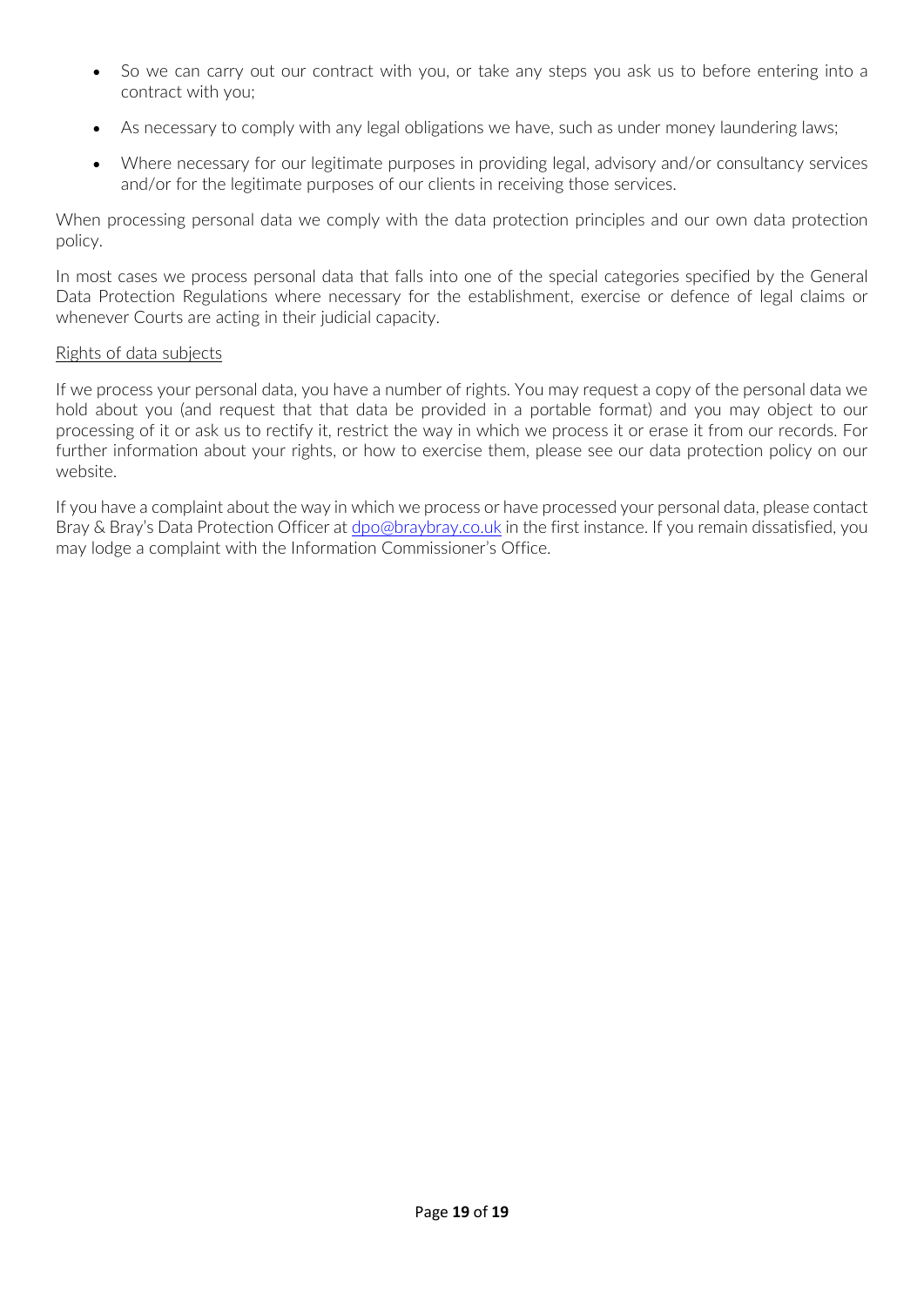- So we can carry out our contract with you, or take any steps you ask us to before entering into a contract with you;
- As necessary to comply with any legal obligations we have, such as under money laundering laws;
- Where necessary for our legitimate purposes in providing legal, advisory and/or consultancy services and/or for the legitimate purposes of our clients in receiving those services.

When processing personal data we comply with the data protection principles and our own data protection policy.

In most cases we process personal data that falls into one of the special categories specified by the General Data Protection Regulations where necessary for the establishment, exercise or defence of legal claims or whenever Courts are acting in their judicial capacity.

<u>Rights of data subjects</u>

If we process your personal data, you have a number of rights. You may request a copy of the personal data we hold about you (and request that that data be provided in a portable format) and you may object to our processing of it or ask us to rectify it, restrict the way in which we process it or erase it from our records. For further information about your rights, or how to exercise them, please see our data protection policy on our website.

If you have a complaint about the way in which we process or have processed your personal data, please contact Bray & Bray's Data Protection Officer at dpo@braybray.co.uk in the first instance. If you remain dissatisfied, you may lodge a complaint with the Information Commissioner's Office.